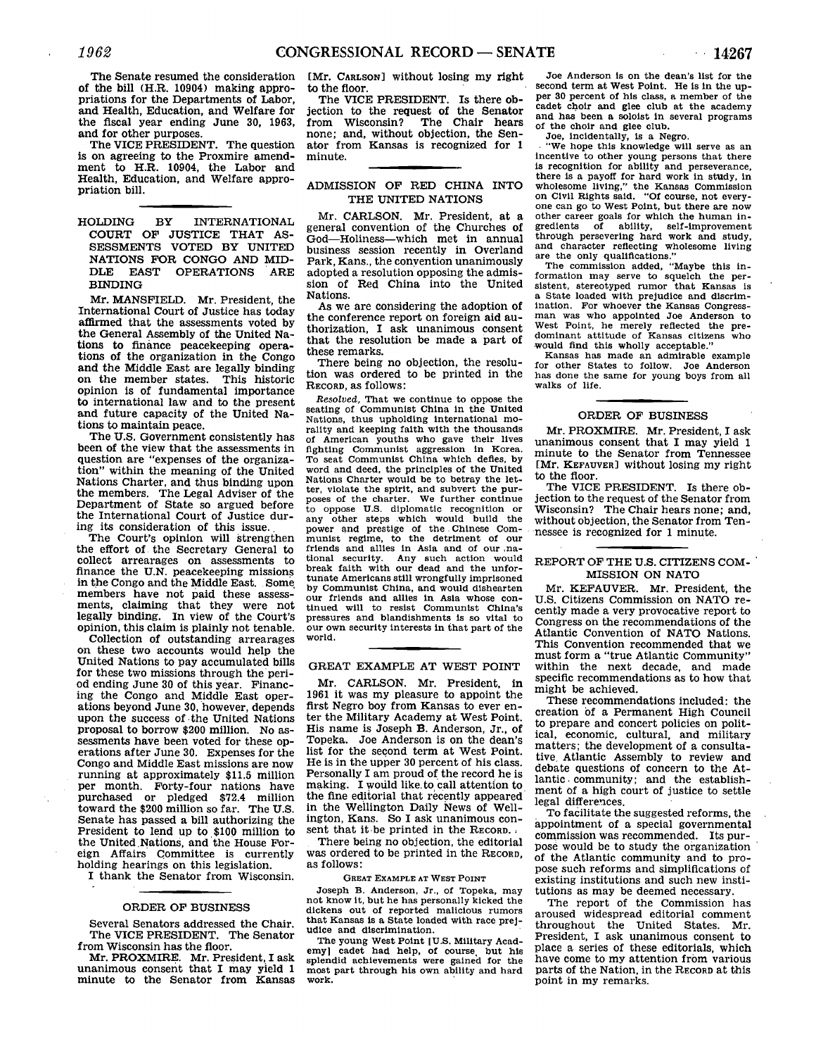The Senate resumed the consideration of the bill (H.R. 10904) making appropriations for the Departments of Labor, and Health, Education, and Welfare for the fiscal year ending June 30, 1963, and for other purposes.

The VICE PRESIDENT. The question is on agreeing to the Proxmire amendment to H.R. 10904, the Labor and Health, Education, and Welfare appropriation bill.

## HOLDING BY INTERNATIONAL COURT OF JUSTICE THAT ASSESSMENTS VOTED BY UNITED NATIONS FOR CONGO AND MIDDLE EAST OPERATIONS ARE BINDING

Mr. MANSFIELD. Mr. President, the International Court of Justice has today affirmed that the assessments voted by the General Assembly of the United Nations to finance peacekeeping operations of the organization in the Congo and the Middle East are legally binding on the member states. This historic opinion is of fundamental importance to international law and to the present and future capacity of the United Nations to maintain peace.

The U.S. Government consistently has been of the view that the assessments in question are "expenses of the organization" within the meaning of the United Nations Charter, and thus binding upon the members. The Legal Adviser of the Department of State so argued before the International Court of Justice during its consideration of this issue.

The Court's opinion will strengthen the effort of the Secretary General to collect arrearages on assessments to finance the U.N. peacekeeping missions in the Congo and the Middle East. Some members have not paid these assessments, claiming that they were not legally binding. In view of the Court's opinion, this claim is plainly not tenable.

Collection of outstanding arrearages on these two accounts would help the United Nations to pay accumulated bills for these two missions through the period ending June 30 of this year. Financing the Congo and Middle East operations beyond June 30, however, depends upon the success of the United Nations proposal to borrow $200 million. No assessments have been voted for these operations after June 30. Expenses for the Congo and Middle East missions are now running at approximately $11.5 million per month. Forty-four nations have purchased or pledged $72.4 million toward the $200 million so far. The U.S. Senate has passed a bill authorizing the President to lend up to $100 million to the United Nations, and the House Foreign Affairs Committee is currently holding hearings on this legislation.

I thank the Senator from Wisconsin.

## ORDER OF BUSINESS

Several Senators addressed the Chair.

The VICE PRESIDENT. The Senator from Wisconsin has the floor.

Mr. PROXMIRE. Mr. President, I ask unanimous consent that I may yield 1 minute to the Senator from Kansas [Mr. CARLSON] without losing my right to the floor.

The VICE PRESIDENT. Is there objection to the request of the Senator from Wisconsin? The Chair hears none; and, without objection, the Senator from Kansas is recognized for 1 minute.

## ADMISSION OF RED CHINA INTO THE UNITED NATIONS

Mr. CARLSON. Mr. President, at a general convention of the Churches of God—Holiness—which met in annual business session recently in Overland Park, Kans., the convention unanimously adopted a resolution opposing the admission of Red China into the United Nations.

As we are considering the adoption of the conference report on foreign aid authorization, I ask unanimous consent that the resolution be made a part of these remarks.

There being no objection, the resolution was ordered to be printed in the RECORD, as follows:

*Resolved,* That we continue to oppose the seating of Communist China in the United Nations, thus upholding international morality and keeping faith with the thousands of American youths who gave their lives fighting Communist aggression in Korea. To seat Communist China which defies, by word and deed, the principles of the United Nations Charter would be to betray the letter, violate the spirit, and subvert the purposes of the charter. We further continue to oppose U.S. diplomatic recognition or any other steps which would build the power and prestige of the Chinese Communist regime, to the detriment of our friends and allies in Asia and of our national security. Any such action would break faith with our dead and the unfortunate Americans still wrongfully imprisoned by Communist China, and would dishearten our friends and allies in Asia whose continued will to resist Communist China's pressures and blandishments is so vital to our own security interests in that part of the world.

## GREAT EXAMPLE AT WEST POINT

Mr. CARLSON. Mr. President, in 1961 it was my pleasure to appoint the first Negro boy from Kansas to ever enter the Military Academy at West Point. His name is Joseph B. Anderson, Jr., of Topeka. Joe Anderson is on the dean's list for the second term at West Point. He is in the upper 30 percent of his class. Personally I am proud of the record he is making. I would like to call attention to the fine editorial that recently appeared in the Wellington Daily News of Wellington, Kans. So I ask unanimous consent that it be printed in the RECORD.

There being no objection, the editorial was ordered to be printed in the RECORD, as follows:

GREAT EXAMPLE AT WEST POINT

Joseph B. Anderson, Jr., of Topeka, may not know it, but he has personally kicked the dickens out of reported malicious rumors that Kansas is a State loaded with race prejudice and discrimination.

The young West Point [U.S. Military Academy] cadet had help, of course, but his splendid achievements were gained for the most part through his own ability and hard work.

Joe Anderson is on the dean's list for the second term at West Point. He is in the upper 30 percent of his class, a member of the cadet choir and glee club at the academy and has been a soloist in several programs of the choir and glee club.

Joe, incidentally, is a Negro.

"We hope this knowledge will serve as an incentive to other young persons that there is recognition for ability and perseverance, there is a payoff for hard work in study, in wholesome living," the Kansas Commission on Civil Rights said. "Of course, not everyone can go to West Point, but there are now other career goals for which the human ingredients of ability, self-improvement through persevering hard work and study, and character reflecting wholesome living are the only qualifications."

The commission added, "Maybe this information may serve to squelch the persistent, stereotyped rumor that Kansas is a State loaded with prejudice and discrimination. For whoever the Kansas Congressman was who appointed Joe Anderson to West Point, he merely reflected the predominant attitude of Kansas citizens who would find this wholly acceptable."

Kansas has made an admirable example for other States to follow. Joe Anderson has done the same for young boys from all walks of life.

## ORDER OF BUSINESS

Mr. PROXMIRE. Mr. President, I ask unanimous consent that I may yield 1 minute to the Senator from Tennessee [Mr. KEFAUVER] without losing my right to the floor.

The VICE PRESIDENT. Is there objection to the request of the Senator from Wisconsin? The Chair hears none; and, without objection, the Senator from Tennessee is recognized for 1 minute.

## REPORT OF THE U.S. CITIZENS COMMISSION ON NATO

Mr. KEFAUVER. Mr. President, the U.S. Citizens Commission on NATO recently made a very provocative report to Congress on the recommendations of the Atlantic Convention of NATO Nations. This Convention recommended that we must form a "true Atlantic Community" within the next decade, and made specific recommendations as to how that might be achieved.

These recommendations included: the creation of a Permanent High Council to prepare and concert policies on political, economic, cultural, and military matters; the development of a consultative Atlantic Assembly to review and debate questions of concern to the Atlantic community; and the establishment of a high court of justice to settle legal differences.

To facilitate the suggested reforms, the appointment of a special governmental commission was recommended. Its purpose would be to study the organization of the Atlantic community and to propose such reforms and simplifications of existing institutions and such new institutions as may be deemed necessary.

The report of the Commission has aroused widespread editorial comment throughout the United States. Mr. President, I ask unanimous consent to place a series of these editorials, which have come to my attention from various parts of the Nation, in the RECORD at this point in my remarks.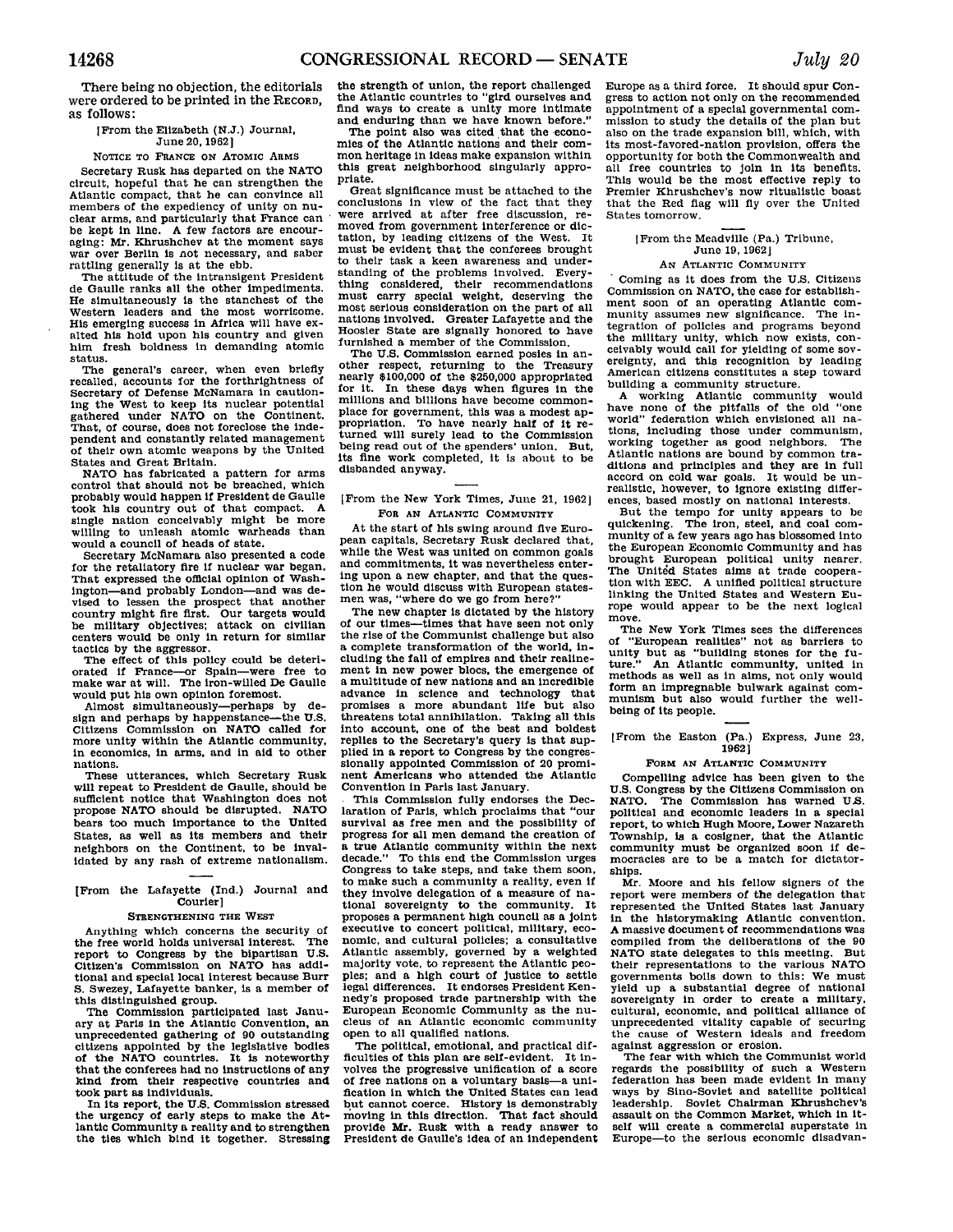There being no objection, the editorials were ordered to be printed in the RECORD, as follows:

[From the Elizabeth (N.J.) Journal, June 20, 1962]

NOTICE TO FRANCE ON ATOMIC ARMS

Secretary Rusk has departed on the NATO circuit, hopeful that he can strengthen the Atlantic compact, that he can convince all members of the expediency of unity on nuclear arms, and particularly that France can be kept in line. A few factors are encouraging: Mr. Khrushchev at the moment says war over Berlin is not necessary, and saber rattling generally is at the ebb.

The attitude of the intransigent President de Gaulle ranks all the other impediments. He simultaneously is the stanchest of the Western leaders and the most worrisome. His emerging success in Africa will have exalted his hold upon his country and given him fresh boldness in demanding atomic status.

The general's career, when even briefly recalled, accounts for the forthrightness of Secretary of Defense McNamara in cautioning the West to keep its nuclear potential gathered under NATO on the Continent. That, of course, does not foreclose the independent and constantly related management of their own atomic weapons by the United States and Great Britain.

NATO has fabricated a pattern for arms control that should not be breached, which probably would happen if President de Gaulle took his country out of that compact. A single nation conceivably might be more willing to unleash atomic warheads than would a council of heads of state.

Secretary McNamara also presented a code for the retaliatory fire if nuclear war began. That expressed the official opinion of Washington—and probably London—and was devised to lessen the prospect that another country might fire first. Our targets would be military objectives; attack on civilian centers would be only in return for similar tactics by the aggressor.

The effect of this policy could be deteriorated if France—or Spain—were free to make war at will. The iron-willed De Gaulle would put his own opinion foremost.

Almost simultaneously—perhaps by design and perhaps by happenstance—the U.S. Citizens Commission on NATO called for more unity within the Atlantic community, in economics, in arms, and in aid to other nations.

These utterances, which Secretary Rusk will repeat to President de Gaulle, should be sufficient notice that Washington does not propose NATO should be disrupted. NATO bears too much importance to the United States, as well as its members and their neighbors on the Continent, to be invalidated by any rash of extreme nationalism.

[From the Lafayette (Ind.) Journal and Courier]

STRENGTHENING THE WEST

Anything which concerns the security of the free world holds universal interest. The report to Congress by the bipartisan U.S. Citizen's Commission on NATO has additional and special local interest because Burr S. Swezey, Lafayette banker, is a member of this distinguished group.

The Commission participated last January at Paris in the Atlantic Convention, an unprecedented gathering of 90 outstanding citizens appointed by the legislative bodies of the NATO countries. It is noteworthy that the conferees had no instructions of any kind from their respective countries and took part as individuals.

In its report, the U.S. Commission stressed the urgency of early steps to make the Atlantic Community a reality and to strengthen the ties which bind it together. Stressing the strength of union, the report challenged the Atlantic countries to "gird ourselves and find ways to create a unity more intimate and enduring than we have known before."

The point also was cited that the economies of the Atlantic nations and their common heritage in ideas make expansion within this great neighborhood singularly appropriate.

Great significance must be attached to the conclusions in view of the fact that they were arrived at after free discussion, removed from government interference or dictation, by leading citizens of the West. It must be evident that the conferees brought to their task a keen awareness and understanding of the problems involved. Everything considered, their recommendations must carry special weight, deserving the most serious consideration on the part of all nations involved. Greater Lafayette and the Hoosier State are signally honored to have furnished a member of the Commission.

The U.S. Commission earned posies in another respect, returning to the Treasury nearly $100,000 of the $250,000 appropriated for it. In these days when figures in the millions and billions have become commonplace for government, this was a modest appropriation. To have nearly half of it returned will surely lead to the Commission being read out of the spenders' union. But, its fine work completed, it is about to be disbanded anyway.

[From the New York Times, June 21, 1962]

FOR AN ATLANTIC COMMUNITY

At the start of his swing around five European capitals, Secretary Rusk declared that, while the West was united on common goals and commitments, it was nevertheless entering upon a new chapter, and that the question he would discuss with European statesmen was, "where do we go from here?"

The new chapter is dictated by the history of our times—times that have seen not only the rise of the Communist challenge but also a complete transformation of the world, including the fall of empires and their realinement in new power blocs, the emergence of a multitude of new nations and an incredible advance in science and technology that promises a more abundant life but also threatens total annihilation. Taking all this into account, one of the best and boldest replies to the Secretary's query is that supplied in a report to Congress by the congressionally appointed Commission of 20 prominent Americans who attended the Atlantic Convention in Paris last January.

This Commission fully endorses the Declaration of Paris, which proclaims that "our survival as free men and the possibility of progress for all men demand the creation of a true Atlantic community within the next decade." To this end the Commission urges Congress to take steps, and take them soon, to make such a community a reality, even if they involve delegation of a measure of national sovereignty to the community. It proposes a permanent high council as a joint executive to concert political, military, economic, and cultural policies; a consultative Atlantic assembly, governed by a weighted majority vote, to represent the Atlantic peoples; and a high court of justice to settle legal differences. It endorses President Kennedy's proposed trade partnership with the European Economic Community as the nucleus of an Atlantic economic community open to all qualified nations.

The political, emotional, and practical difficulties of this plan are self-evident. It involves the progressive unification of a score of free nations on a voluntary basis—a unification in which the United States can lead but cannot coerce. History is demonstrably moving in this direction. That fact should provide Mr. Rusk with a ready answer to President de Gaulle's idea of an independent Europe as a third force. It should spur Congress to action not only on the recommended appointment of a special governmental commission to study the details of the plan but also on the trade expansion bill, which, with its most-favored-nation provision, offers the opportunity for both the Commonwealth and all free countries to join in its benefits. This would be the most effective reply to Premier Khrushchev's now ritualistic boast that the Red flag will fly over the United States tomorrow.

[From the Meadville (Pa.) Tribune, June 19, 1962]

AN ATLANTIC COMMUNITY

Coming as it does from the U.S. Citizens Commission on NATO, the case for establishment soon of an operating Atlantic community assumes new significance. The integration of policies and programs beyond the military unity, which now exists, conceivably would call for yielding of some sovereignty, and this recognition by leading American citizens constitutes a step toward building a community structure.

A working Atlantic community would have none of the pitfalls of the old "one world" federation which envisioned all nations, including those under communism, working together as good neighbors. The Atlantic nations are bound by common traditions and principles and they are in full accord on cold war goals. It would be unrealistic, however, to ignore existing differences, based mostly on national interests.

But the tempo for unity appears to be quickening. The iron, steel, and coal community of a few years ago has blossomed into the European Economic Community and has brought European political unity nearer. The United States aims at trade cooperation with EEC. A unified political structure linking the United States and Western Europe would appear to be the next logical move.

The New York Times sees the differences of "European realities" not as barriers to unity but as "building stones for the future." An Atlantic community, united in methods as well as in aims, not only would form an impregnable bulwark against communism but also would further the well-being of its people.

[From the Easton (Pa.) Express, June 23, 1962]

FORM AN ATLANTIC COMMUNITY

Compelling advice has been given to the U.S. Congress by the Citizens Commission on NATO. The Commission has warned U.S. political and economic leaders in a special report, to which Hugh Moore, Lower Nazareth Township, is a cosigner, that the Atlantic community must be organized soon if democracies are to be a match for dictatorships.

Mr. Moore and his fellow signers of the report were members of the delegation that represented the United States last January in the historymaking Atlantic convention. A massive document of recommendations was compiled from the deliberations of the 90 NATO state delegates to this meeting. But their representations to the various NATO governments boils down to this: We must yield up a substantial degree of national sovereignty in order to create a military, cultural, economic, and political alliance of unprecedented vitality capable of securing the cause of Western ideals and freedom against aggression or erosion.

The fear with which the Communist world regards the possibility of such a Western federation has been made evident in many ways by Sino-Soviet and satellite political leadership. Soviet Chairman Khrushchev's assault on the Common Market, which in itself will create a commercial superstate in Europe—to the serious economic disadvan-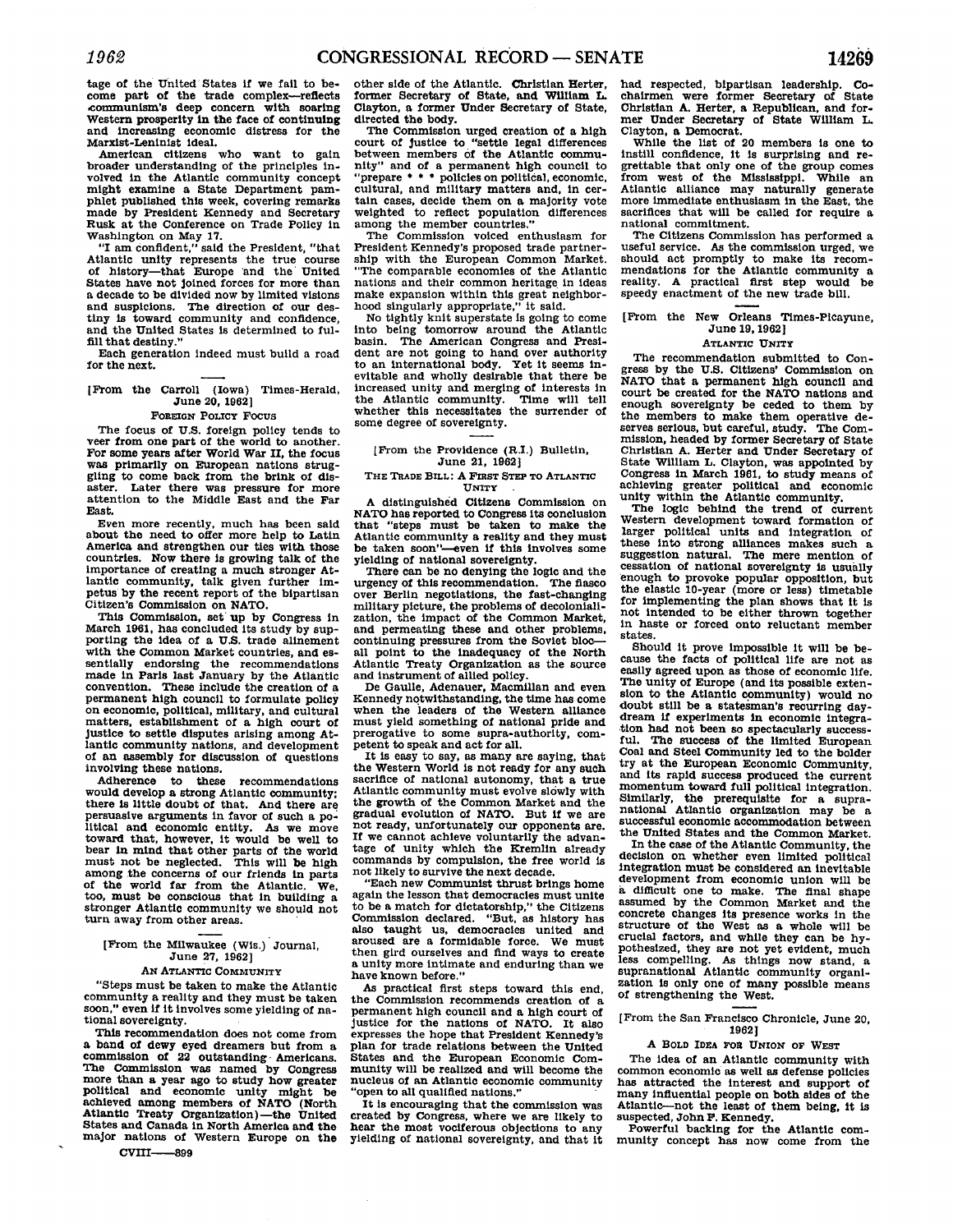tage of the United States if we fail to become part of the trade complex—reflects communism's deep concern with soaring Western prosperity in the face of continuing and increasing economic distress for the Marxist-Leninist ideal.

American citizens who want to gain broader understanding of the principles involved in the Atlantic community concept might examine a State Department pamphlet published this week, covering remarks made by President Kennedy and Secretary Rusk at the Conference on Trade Policy in Washington on May 17.

"I am confident," said the President, "that Atlantic unity represents the true course of history—that Europe and the United States have not joined forces for more than a decade to be divided now by limited visions and suspicions. The direction of our destiny is toward community and confidence, and the United States is determined to fulfill that destiny."

Each generation indeed must build a road for the next.

---

[From the Carroll (Iowa) Times-Herald, June 20, 1962]

### FOREIGN POLICY FOCUS

The focus of U.S. foreign policy tends to veer from one part of the world to another. For some years after World War II, the focus was primarily on European nations struggling to come back from the brink of disaster. Later there was pressure for more attention to the Middle East and the Far East.

Even more recently, much has been said about the need to offer more help to Latin America and strengthen our ties with those countries. Now there is growing talk of the importance of creating a much stronger Atlantic community, talk given further impetus by the recent report of the bipartisan Citizen's Commission on NATO.

This Commission, set up by Congress in March 1961, has concluded its study by supporting the idea of a U.S. trade alinement with the Common Market countries, and essentially endorsing the recommendations made in Paris last January by the Atlantic convention. These include the creation of a permanent high council to formulate policy on economic, political, military, and cultural matters, establishment of a high court of justice to settle disputes arising among Atlantic community nations, and development of an assembly for discussion of questions involving these nations.

Adherence to these recommendations would develop a strong Atlantic community; there is little doubt of that. And there are persuasive arguments in favor of such a political and economic entity. As we move toward that, however, it would be well to bear in mind that other parts of the world must not be neglected. This will be high among the concerns of our friends in parts of the world far from the Atlantic. We, too, must be conscious that in building a stronger Atlantic community we should not turn away from other areas.

---

[From the Milwaukee (Wis.) Journal, June 27, 1962]

### AN ATLANTIC COMMUNITY

"Steps must be taken to make the Atlantic community a reality and they must be taken soon," even if it involves some yielding of national sovereignty.

This recommendation does not come from a band of dewy eyed dreamers but from a commission of 22 outstanding Americans. The Commission was named by Congress more than a year ago to study how greater political and economic unity might be achieved among members of NATO (North Atlantic Treaty Organization)—the United States and Canada in North America and the major nations of Western Europe on the other side of the Atlantic. Christian Herter, former Secretary of State, and William L. Clayton, a former Under Secretary of State, directed the body.

The Commission urged creation of a high court of justice to "settle legal differences between members of the Atlantic community" and of a permanent high council to "prepare * * * policies on political, economic, cultural, and military matters and, in certain cases, decide them on a majority vote weighted to reflect population differences among the member countries."

The Commission voiced enthusiasm for President Kennedy's proposed trade partnership with the European Common Market. "The comparable economies of the Atlantic nations and their common heritage in ideas make expansion within this great neighborhood singularly appropriate," it said.

No tightly knit superstate is going to come into being tomorrow around the Atlantic basin. The American Congress and President are not going to hand over authority to an international body. Yet it seems inevitable and wholly desirable that there be increased unity and merging of interests in the Atlantic community. Time will tell whether this necessitates the surrender of some degree of sovereignty.

---

[From the Providence (R.I.) Bulletin, June 21, 1962]

### THE TRADE BILL: A FIRST STEP TO ATLANTIC UNITY

A distinguished Citizens Commission on NATO has reported to Congress its conclusion that "steps must be taken to make the Atlantic community a reality and they must be taken soon"—even if this involves some yielding of national sovereignty.

There can be no denying the logic and the urgency of this recommendation. The fiasco over Berlin negotiations, the fast-changing military picture, the problems of decolonialization, the impact of the Common Market, and permeating these and other problems, continuing pressures from the Soviet bloc—all point to the inadequacy of the North Atlantic Treaty Organization as the source and instrument of allied policy.

De Gaulle, Adenauer, Macmillan and even Kennedy notwithstanding, the time has come when the leaders of the Western alliance must yield something of national pride and prerogative to some supra-authority, competent to speak and act for all.

It is easy to say, as many are saying, that the Western World is not ready for any such sacrifice of national autonomy, that a true Atlantic community must evolve slowly with the growth of the Common Market and the gradual evolution of NATO. But if we are not ready, unfortunately our opponents are. If we cannot achieve voluntarily the advantage of unity which the Kremlin already commands by compulsion, the free world is not likely to survive the next decade.

"Each new Communist thrust brings home again the lesson that democracies must unite to be a match for dictatorship," the Citizens Commission declared. "But, as history has also taught us, democracies united and aroused are a formidable force. We must then gird ourselves and find ways to create a unity more intimate and enduring than we have known before."

As practical first steps toward this end, the Commission recommends creation of a permanent high council and a high court of justice for the nations of NATO. It also expresses the hope that President Kennedy's plan for trade relations between the United States and the European Economic Community will be realized and will become the nucleus of an Atlantic economic community "open to all qualified nations."

It is encouraging that the commission was created by Congress, where we are likely to hear the most vociferous objections to any yielding of national sovereignty, and that it had respected, bipartisan leadership. Cochairmen were former Secretary of State Christian A. Herter, a Republican, and former Under Secretary of State William L. Clayton, a Democrat.

While the list of 20 members is one to instill confidence, it is surprising and regrettable that only one of the group comes from west of the Mississippi. While an Atlantic alliance may naturally generate more immediate enthusiasm in the East, the sacrifices that will be called for require a national commitment.

The Citizens Commission has performed a useful service. As the commission urged, we should act promptly to make its recommendations for the Atlantic community a reality. A practical first step would be speedy enactment of the new trade bill.

---

[From the New Orleans Times-Picayune, June 19, 1962]

### ATLANTIC UNITY

The recommendation submitted to Congress by the U.S. Citizens' Commission on NATO that a permanent high council and court be created for the NATO nations and enough sovereignty be ceded to them by the members to make them operative deserves serious, but careful, study. The Commission, headed by former Secretary of State Christian A. Herter and Under Secretary of State William L. Clayton, was appointed by Congress in March 1961, to study means of achieving greater political and economic unity within the Atlantic community.

The logic behind the trend of current Western development toward formation of larger political units and integration of these into strong alliances makes such a suggestion natural. The mere mention of cessation of national sovereignty is usually enough to provoke popular opposition, but the elastic 10-year (more or less) timetable for implementing the plan shows that it is not intended to be either thrown together in haste or forced onto reluctant member states.

Should it prove impossible it will be because the facts of political life are not as easily agreed upon as those of economic life. The unity of Europe (and its possible extension to the Atlantic community) would no doubt still be a statesman's recurring daydream if experiments in economic integration had not been so spectacularly successful. The success of the limited European Coal and Steel Community led to the bolder try at the European Economic Community, and its rapid success produced the current momentum toward full political integration. Similarly, the prerequisite for a supranational Atlantic organization may be a successful economic accommodation between the United States and the Common Market.

In the case of the Atlantic Community, the decision on whether even limited political integration must be considered an inevitable development from economic union will be a difficult one to make. The final shape assumed by the Common Market and the concrete changes its presence works in the structure of the West as a whole will be crucial factors, and while they can be hypothesized, they are not yet evident, much less compelling. As things now stand, a supranational Atlantic community organization is only one of many possible means of strengthening the West.

---

[From the San Francisco Chronicle, June 20, 1962]

### A BOLD IDEA FOR UNION OF WEST

The idea of an Atlantic community with common economic as well as defense policies has attracted the interest and support of many influential people on both sides of the Atlantic—not the least of them being, it is suspected, John F. Kennedy.

Powerful backing for the Atlantic community concept has now come from the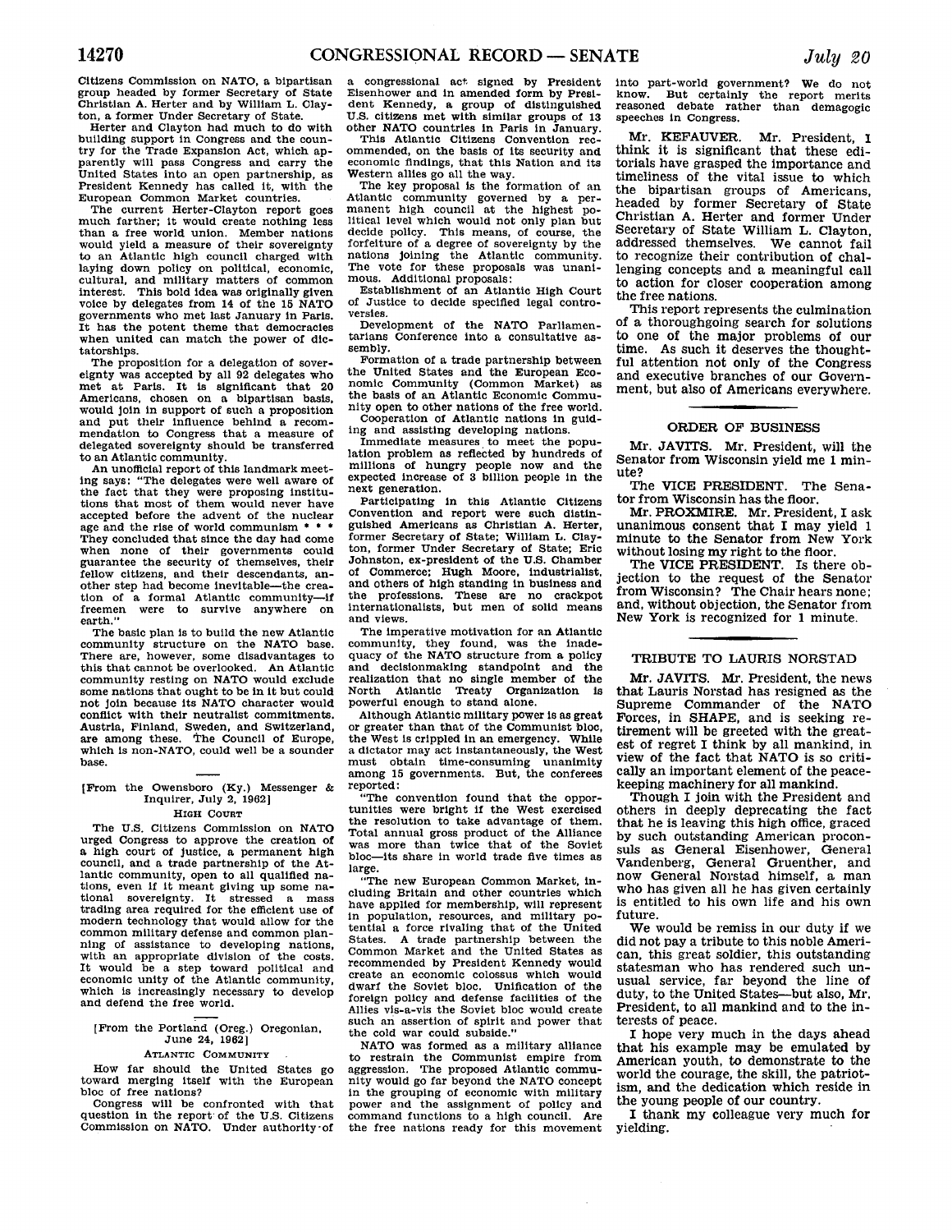Citizens Commission on NATO, a bipartisan group headed by former Secretary of State Christian A. Herter and by William L. Clayton, a former Under Secretary of State.

Herter and Clayton had much to do with building support in Congress and the country for the Trade Expansion Act, which apparently will pass Congress and carry the United States into an open partnership, as President Kennedy has called it, with the European Common Market countries.

The current Herter-Clayton report goes much farther; it would create nothing less than a free world union. Member nations would yield a measure of their sovereignty to an Atlantic high council charged with laying down policy on political, economic, cultural, and military matters of common interest. This bold idea was originally given voice by delegates from 14 of the 15 NATO governments who met last January in Paris. It has the potent theme that democracies when united can match the power of dictatorships.

The proposition for a delegation of sovereignty was accepted by all 92 delegates who met at Paris. It is significant that 20 Americans, chosen on a bipartisan basis, would join in support of such a proposition and put their influence behind a recommendation to Congress that a measure of delegated sovereignty should be transferred to an Atlantic community.

An unofficial report of this landmark meeting says: "The delegates were well aware of the fact that they were proposing institutions that most of them would never have accepted before the advent of the nuclear age and the rise of world communism * * * They concluded that since the day had come when none of their governments could guarantee the security of themselves, their fellow citizens, and their descendants, another step had become inevitable—the creation of a formal Atlantic community—if freemen were to survive anywhere on earth."

The basic plan is to build the new Atlantic community structure on the NATO base. There are, however, some disadvantages to this that cannot be overlooked. An Atlantic community resting on NATO would exclude some nations that ought to be in it but could not join because its NATO character would conflict with their neutralist commitments. Austria, Finland, Sweden, and Switzerland, are among these. The Council of Europe, which is non-NATO, could well be a sounder base.

[From the Owensboro (Ky.) Messenger & Inquirer, July 2, 1962]

HIGH COURT

The U.S. Citizens Commission on NATO urged Congress to approve the creation of a high court of justice, a permanent high council, and a trade partnership of the Atlantic community, open to all qualified nations, even if it meant giving up some national sovereignty. It stressed a mass trading area required for the efficient use of modern technology that would allow for the common military defense and common planning of assistance to developing nations, with an appropriate division of the costs. It would be a step toward political and economic unity of the Atlantic community, which is increasingly necessary to develop and defend the free world.

[From the Portland (Oreg.) Oregonian, June 24, 1962]

ATLANTIC COMMUNITY

How far should the United States go toward merging itself with the European bloc of free nations?

Congress will be confronted with that question in the report of the U.S. Citizens Commission on NATO. Under authority of a congressional act signed by President Eisenhower and in amended form by President Kennedy, a group of distinguished U.S. citizens met with similar groups of 13 other NATO countries in Paris in January.

This Atlantic Citizens Convention recommended, on the basis of its security and economic findings, that this Nation and its Western allies go all the way.

The key proposal is the formation of an Atlantic community governed by a permanent high council at the highest political level which would not only plan but decide policy. This means, of course, the forfeiture of a degree of sovereignty by the nations joining the Atlantic community. The vote for these proposals was unanimous. Additional proposals:

Establishment of an Atlantic High Court of Justice to decide specified legal controversies.

Development of the NATO Parliamentarians Conference into a consultative assembly.

Formation of a trade partnership between the United States and the European Economic Community (Common Market) as the basis of an Atlantic Economic Community open to other nations of the free world.

Cooperation of Atlantic nations in guiding and assisting developing nations.

Immediate measures to meet the population problem as reflected by hundreds of millions of hungry people now and the expected increase of 3 billion people in the next generation.

Participating in this Atlantic Citizens Convention and report were such distinguished Americans as Christian A. Herter, former Secretary of State; William L. Clayton, former Under Secretary of State; Eric Johnston, ex-president of the U.S. Chamber of Commerce; Hugh Moore, industrialist, and others of high standing in business and the professions. These are no crackpot internationalists, but men of solid means and views.

The imperative motivation for an Atlantic community, they found, was the inadequacy of the NATO structure from a policy and decisionmaking standpoint and the realization that no single member of the North Atlantic Treaty Organization is powerful enough to stand alone.

Although Atlantic military power is as great or greater than that of the Communist bloc, the West is crippled in an emergency. While a dictator may act instantaneously, the West must obtain time-consuming unanimity among 15 governments. But, the conferees reported:

"The convention found that the opportunities were bright if the West exercised the resolution to take advantage of them. Total annual gross product of the Alliance was more than twice that of the Soviet bloc—its share in world trade five times as large.

"The new European Common Market, including Britain and other countries which have applied for membership, will represent in population, resources, and military potential a force rivaling that of the United States. A trade partnership between the Common Market and the United States as recommended by President Kennedy would create an economic colossus which would dwarf the Soviet bloc. Unification of the foreign policy and defense facilities of the Allies vis-a-vis the Soviet bloc would create such an assertion of spirit and power that the cold war could subside."

NATO was formed as a military alliance to restrain the Communist empire from aggression. The proposed Atlantic community would go far beyond the NATO concept in the grouping of economic with military power and the assignment of policy and command functions to a high council. Are the free nations ready for this movement into part-world government? We do not know. But certainly the report merits reasoned debate rather than demagogic speeches in Congress.

Mr. KEFAUVER. Mr. President, I think it is significant that these editorials have grasped the importance and timeliness of the vital issue to which the bipartisan groups of Americans, headed by former Secretary of State Christian A. Herter and former Under Secretary of State William L. Clayton, addressed themselves. We cannot fail to recognize their contribution of challenging concepts and a meaningful call to action for closer cooperation among the free nations.

This report represents the culmination of a thoroughgoing search for solutions to one of the major problems of our time. As such it deserves the thoughtful attention not only of the Congress and executive branches of our Government, but also of Americans everywhere.

## ORDER OF BUSINESS

Mr. JAVITS. Mr. President, will the Senator from Wisconsin yield me 1 minute?

The VICE PRESIDENT. The Senator from Wisconsin has the floor.

Mr. PROXMIRE. Mr. President, I ask unanimous consent that I may yield 1 minute to the Senator from New York without losing my right to the floor.

The VICE PRESIDENT. Is there objection to the request of the Senator from Wisconsin? The Chair hears none; and, without objection, the Senator from New York is recognized for 1 minute.

## TRIBUTE TO LAURIS NORSTAD

Mr. JAVITS. Mr. President, the news that Lauris Norstad has resigned as the Supreme Commander of the NATO Forces, in SHAPE, and is seeking retirement will be greeted with the greatest of regret I think by all mankind, in view of the fact that NATO is so critically an important element of the peacekeeping machinery for all mankind.

Though I join with the President and others in deeply deprecating the fact that he is leaving this high office, graced by such outstanding American proconsuls as General Eisenhower, General Vandenberg, General Gruenther, and now General Norstad himself, a man who has given all he has given certainly is entitled to his own life and his own future.

We would be remiss in our duty if we did not pay a tribute to this noble American, this great soldier, this outstanding statesman who has rendered such unusual service, far beyond the line of duty, to the United States—but also, Mr. President, to all mankind and to the interests of peace.

I hope very much in the days ahead that his example may be emulated by American youth, to demonstrate to the world the courage, the skill, the patriotism, and the dedication which reside in the young people of our country.

I thank my colleague very much for yielding.